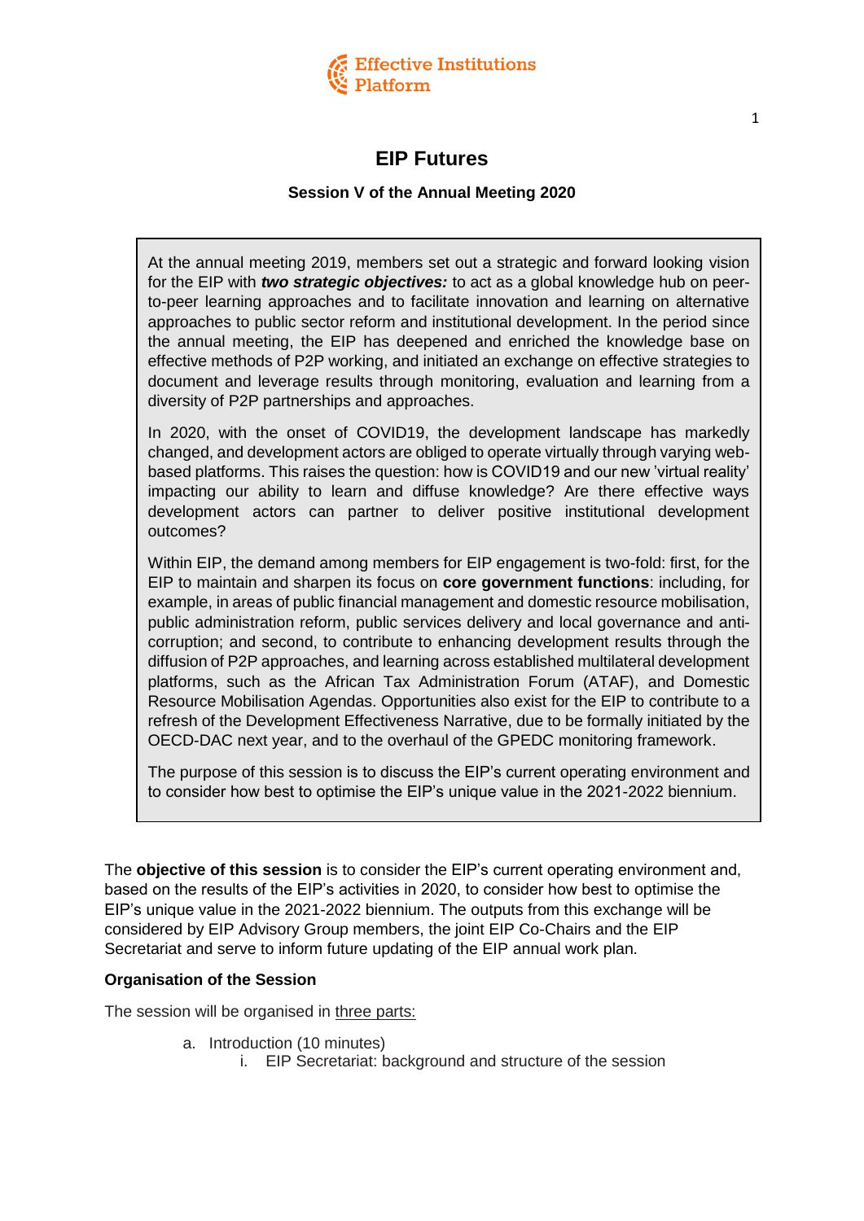# EIP Futures

**Session V of the Annual Meeting 2020**

> At the annual meeting 2019, members set out a strategic and forward looking vision for the EIP with ***two strategic objectives:*** to act as a global knowledge hub on peer-to-peer learning approaches and to facilitate innovation and learning on alternative approaches to public sector reform and institutional development. In the period since the annual meeting, the EIP has deepened and enriched the knowledge base on effective methods of P2P working, and initiated an exchange on effective strategies to document and leverage results through monitoring, evaluation and learning from a diversity of P2P partnerships and approaches.
>
> In 2020, with the onset of COVID19, the development landscape has markedly changed, and development actors are obliged to operate virtually through varying web-based platforms. This raises the question: how is COVID19 and our new 'virtual reality' impacting our ability to learn and diffuse knowledge? Are there effective ways development actors can partner to deliver positive institutional development outcomes?
>
> Within EIP, the demand among members for EIP engagement is two-fold: first, for the EIP to maintain and sharpen its focus on **core government functions**: including, for example, in areas of public financial management and domestic resource mobilisation, public administration reform, public services delivery and local governance and anti-corruption; and second, to contribute to enhancing development results through the diffusion of P2P approaches, and learning across established multilateral development platforms, such as the African Tax Administration Forum (ATAF), and Domestic Resource Mobilisation Agendas. Opportunities also exist for the EIP to contribute to a refresh of the Development Effectiveness Narrative, due to be formally initiated by the OECD-DAC next year, and to the overhaul of the GPEDC monitoring framework.
>
> The purpose of this session is to discuss the EIP's current operating environment and to consider how best to optimise the EIP's unique value in the 2021-2022 biennium.

The **objective of this session** is to consider the EIP's current operating environment and, based on the results of the EIP's activities in 2020, to consider how best to optimise the EIP's unique value in the 2021-2022 biennium. The outputs from this exchange will be considered by EIP Advisory Group members, the joint EIP Co-Chairs and the EIP Secretariat and serve to inform future updating of the EIP annual work plan.

**Organisation of the Session**

The session will be organised in three parts:

a. Introduction (10 minutes)
    i. EIP Secretariat: background and structure of the session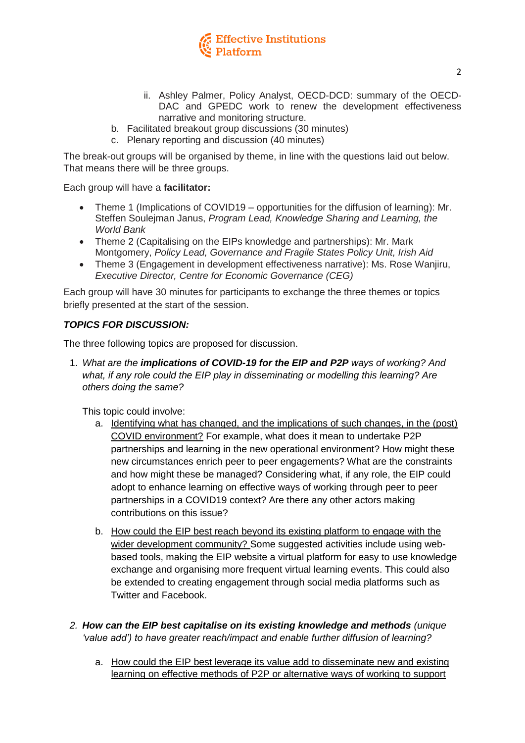ii. Ashley Palmer, Policy Analyst, OECD-DCD: summary of the OECD-DAC and GPEDC work to renew the development effectiveness narrative and monitoring structure.

b. Facilitated breakout group discussions (30 minutes)
c. Plenary reporting and discussion (40 minutes)

The break-out groups will be organised by theme, in line with the questions laid out below. That means there will be three groups.

Each group will have a **facilitator:**

- Theme 1 (Implications of COVID19 – opportunities for the diffusion of learning): Mr. Steffen Soulejman Janus, *Program Lead, Knowledge Sharing and Learning, the World Bank*
- Theme 2 (Capitalising on the EIPs knowledge and partnerships): Mr. Mark Montgomery, *Policy Lead, Governance and Fragile States Policy Unit, Irish Aid*
- Theme 3 (Engagement in development effectiveness narrative): Ms. Rose Wanjiru, *Executive Director, Centre for Economic Governance (CEG)*

Each group will have 30 minutes for participants to exchange the three themes or topics briefly presented at the start of the session.

***TOPICS FOR DISCUSSION:***

The three following topics are proposed for discussion.

1. *What are the **implications of COVID-19 for the EIP and P2P** ways of working? And what, if any role could the EIP play in disseminating or modelling this learning? Are others doing the same?*

   This topic could involve:

   a. <u>Identifying what has changed, and the implications of such changes, in the (post) COVID environment?</u> For example, what does it mean to undertake P2P partnerships and learning in the new operational environment? How might these new circumstances enrich peer to peer engagements? What are the constraints and how might these be managed? Considering what, if any role, the EIP could adopt to enhance learning on effective ways of working through peer to peer partnerships in a COVID19 context? Are there any other actors making contributions on this issue?

   b. <u>How could the EIP best reach beyond its existing platform to engage with the wider development community?</u> Some suggested activities include using web-based tools, making the EIP website a virtual platform for easy to use knowledge exchange and organising more frequent virtual learning events. This could also be extended to creating engagement through social media platforms such as Twitter and Facebook.

2. ***How can the EIP best capitalise on its existing knowledge and methods** (unique 'value add') to have greater reach/impact and enable further diffusion of learning?*

   a. <u>How could the EIP best leverage its value add to disseminate new and existing learning on effective methods of P2P or alternative ways of working to support</u>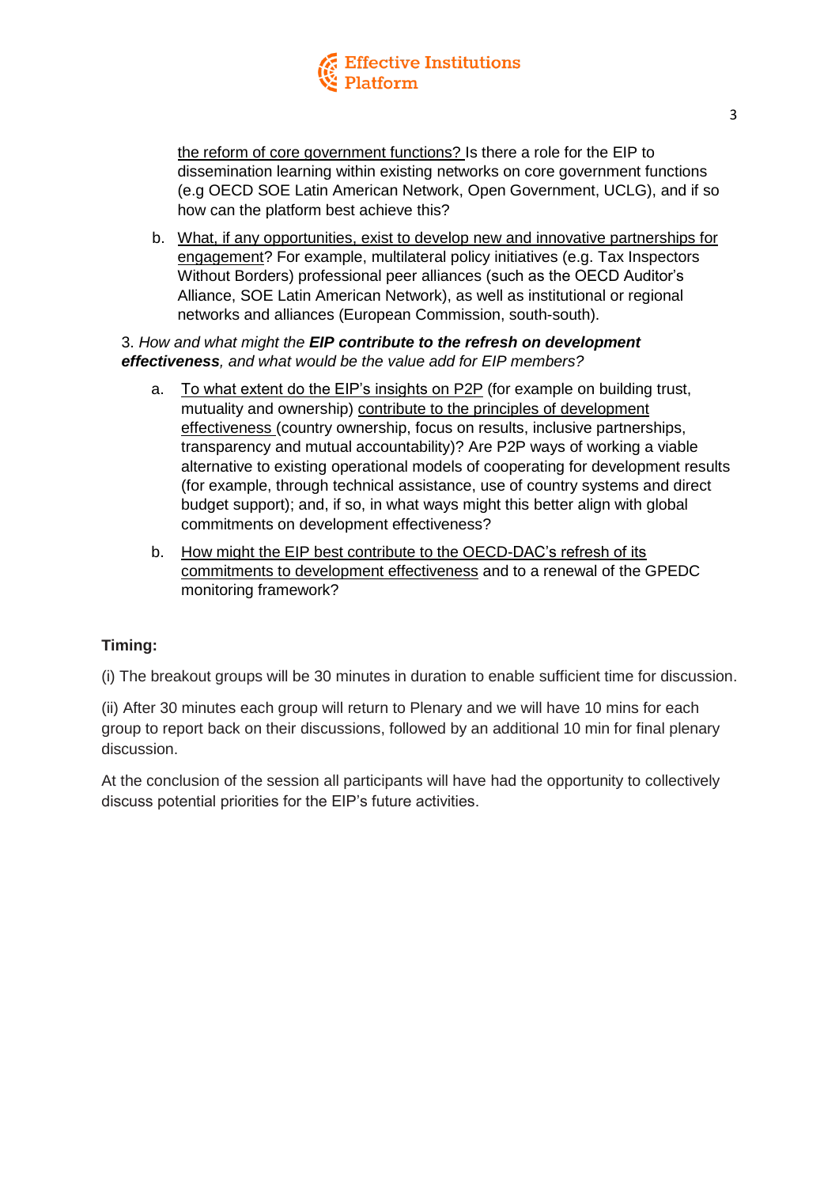the reform of core government functions? Is there a role for the EIP to dissemination learning within existing networks on core government functions (e.g OECD SOE Latin American Network, Open Government, UCLG), and if so how can the platform best achieve this?

b. What, if any opportunities, exist to develop new and innovative partnerships for engagement? For example, multilateral policy initiatives (e.g. Tax Inspectors Without Borders) professional peer alliances (such as the OECD Auditor's Alliance, SOE Latin American Network), as well as institutional or regional networks and alliances (European Commission, south-south).

3. *How and what might the **EIP contribute to the refresh on development effectiveness**, and what would be the value add for EIP members?*

a. To what extent do the EIP's insights on P2P (for example on building trust, mutuality and ownership) contribute to the principles of development effectiveness (country ownership, focus on results, inclusive partnerships, transparency and mutual accountability)? Are P2P ways of working a viable alternative to existing operational models of cooperating for development results (for example, through technical assistance, use of country systems and direct budget support); and, if so, in what ways might this better align with global commitments on development effectiveness?

b. How might the EIP best contribute to the OECD-DAC's refresh of its commitments to development effectiveness and to a renewal of the GPEDC monitoring framework?

**Timing:**

(i) The breakout groups will be 30 minutes in duration to enable sufficient time for discussion.

(ii) After 30 minutes each group will return to Plenary and we will have 10 mins for each group to report back on their discussions, followed by an additional 10 min for final plenary discussion.

At the conclusion of the session all participants will have had the opportunity to collectively discuss potential priorities for the EIP's future activities.